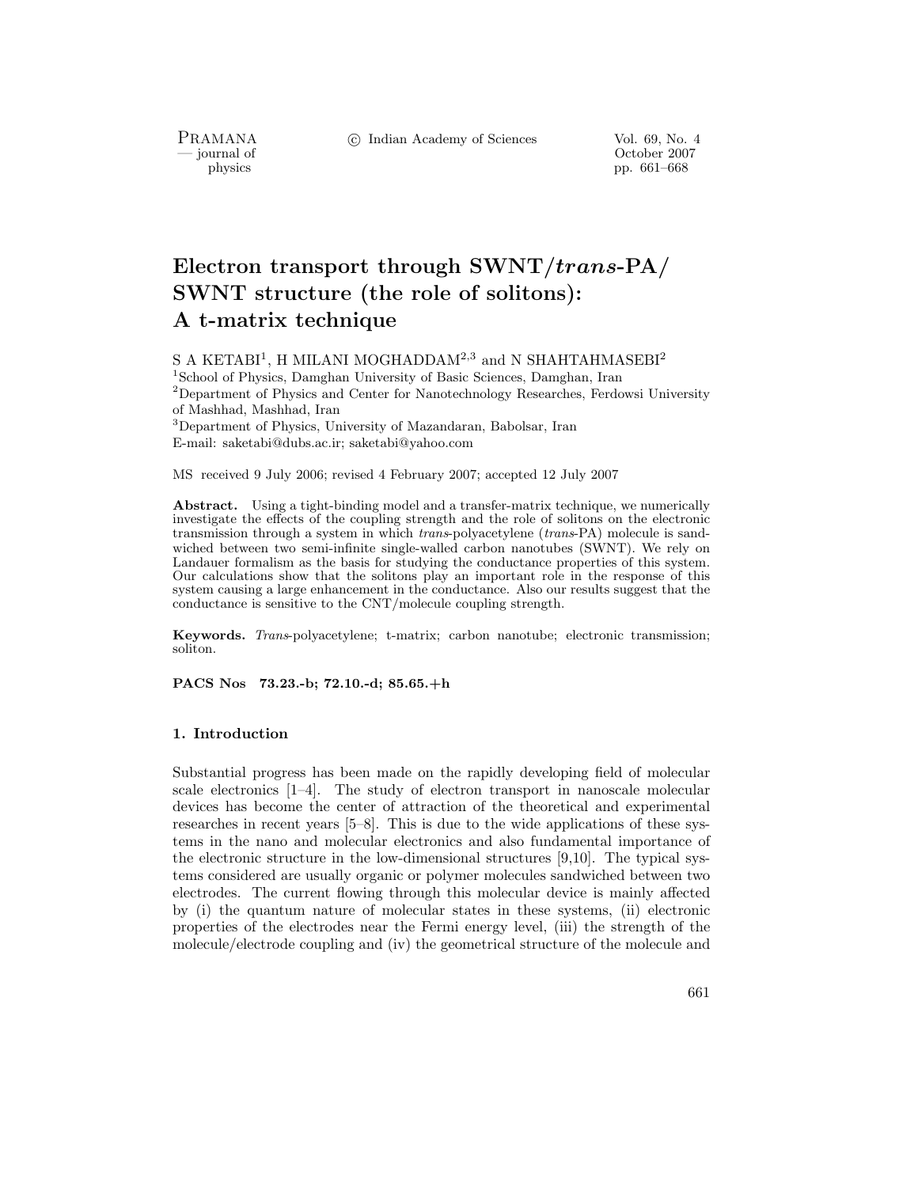# Electron transport through SWNT/*trans*-PA/ SWNT structure (the role of solitons): A t-matrix technique

S A KETABI[1], H MILANI MOGHADDAM[2,3] and N SHAHTAHMASEBI[2]

[1]School of Physics, Damghan University of Basic Sciences, Damghan, Iran
[2]Department of Physics and Center for Nanotechnology Researches, Ferdowsi University of Mashhad, Mashhad, Iran
[3]Department of Physics, University of Mazandaran, Babolsar, Iran
E-mail: saketabi@dubs.ac.ir; saketabi@yahoo.com

MS received 9 July 2006; revised 4 February 2007; accepted 12 July 2007

**Abstract.** Using a tight-binding model and a transfer-matrix technique, we numerically investigate the effects of the coupling strength and the role of solitons on the electronic transmission through a system in which *trans*-polyacetylene (*trans*-PA) molecule is sandwiched between two semi-infinite single-walled carbon nanotubes (SWNT). We rely on Landauer formalism as the basis for studying the conductance properties of this system. Our calculations show that the solitons play an important role in the response of this system causing a large enhancement in the conductance. Also our results suggest that the conductance is sensitive to the CNT/molecule coupling strength.

**Keywords.** *Trans*-polyacetylene; t-matrix; carbon nanotube; electronic transmission; soliton.

**PACS Nos 73.23.-b; 72.10.-d; 85.65.+h**

## 1. Introduction

Substantial progress has been made on the rapidly developing field of molecular scale electronics [1–4]. The study of electron transport in nanoscale molecular devices has become the center of attraction of the theoretical and experimental researches in recent years [5–8]. This is due to the wide applications of these systems in the nano and molecular electronics and also fundamental importance of the electronic structure in the low-dimensional structures [9,10]. The typical systems considered are usually organic or polymer molecules sandwiched between two electrodes. The current flowing through this molecular device is mainly affected by (i) the quantum nature of molecular states in these systems, (ii) electronic properties of the electrodes near the Fermi energy level, (iii) the strength of the molecule/electrode coupling and (iv) the geometrical structure of the molecule and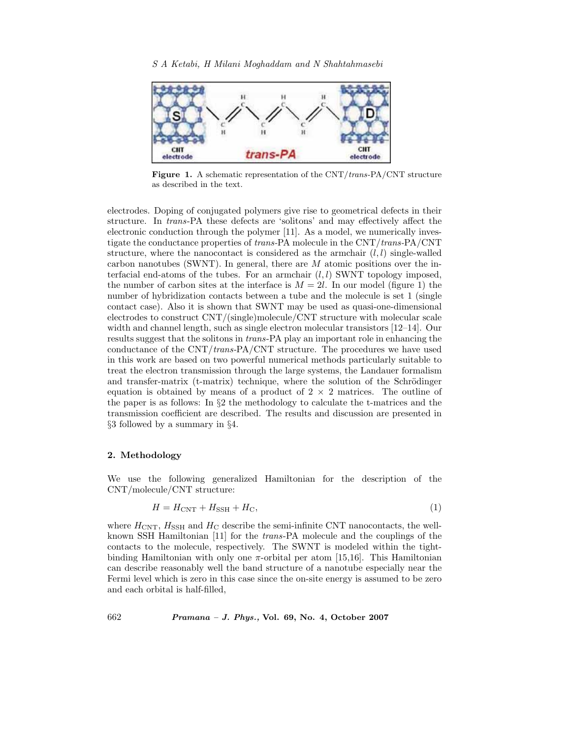Figure 1. A schematic representation of the CNT/*trans*-PA/CNT structure as described in the text.

electrodes. Doping of conjugated polymers give rise to geometrical defects in their structure. In *trans*-PA these defects are 'solitons' and may effectively affect the electronic conduction through the polymer [11]. As a model, we numerically investigate the conductance properties of *trans*-PA molecule in the CNT/*trans*-PA/CNT structure, where the nanocontact is considered as the armchair $(l, l)$ single-walled carbon nanotubes (SWNT). In general, there are $M$ atomic positions over the interfacial end-atoms of the tubes. For an armchair $(l, l)$ SWNT topology imposed, the number of carbon sites at the interface is $M = 2l$. In our model (figure 1) the number of hybridization contacts between a tube and the molecule is set 1 (single contact case). Also it is shown that SWNT may be used as quasi-one-dimensional electrodes to construct CNT/(single)molecule/CNT structure with molecular scale width and channel length, such as single electron molecular transistors [12–14]. Our results suggest that the solitons in *trans*-PA play an important role in enhancing the conductance of the CNT/*trans*-PA/CNT structure. The procedures we have used in this work are based on two powerful numerical methods particularly suitable to treat the electron transmission through the large systems, the Landauer formalism and transfer-matrix (t-matrix) technique, where the solution of the Schrödinger equation is obtained by means of a product of $2 \times 2$ matrices. The outline of the paper is as follows: In §2 the methodology to calculate the t-matrices and the transmission coefficient are described. The results and discussion are presented in §3 followed by a summary in §4.

## 2. Methodology

We use the following generalized Hamiltonian for the description of the CNT/molecule/CNT structure:

$$H = H_{\mathrm{CNT}} + H_{\mathrm{SSH}} + H_{\mathrm{C}}, \tag{1}$$

where $H_{\mathrm{CNT}}$, $H_{\mathrm{SSH}}$ and $H_{\mathrm{C}}$ describe the semi-infinite CNT nanocontacts, the well-known SSH Hamiltonian [11] for the *trans*-PA molecule and the couplings of the contacts to the molecule, respectively. The SWNT is modeled within the tight-binding Hamiltonian with only one $\pi$-orbital per atom [15,16]. This Hamiltonian can describe reasonably well the band structure of a nanotube especially near the Fermi level which is zero in this case since the on-site energy is assumed to be zero and each orbital is half-filled,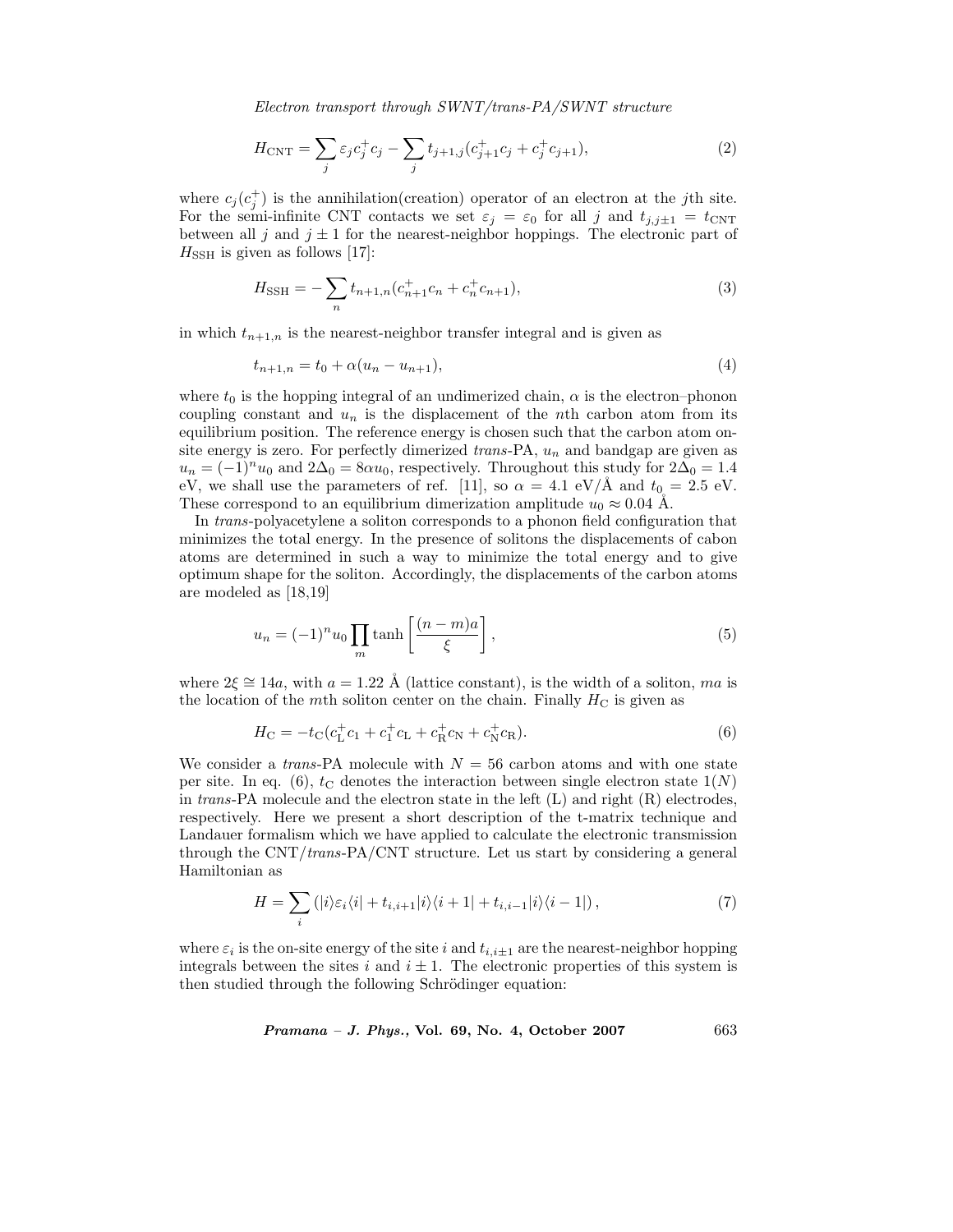$$H_{\rm CNT} = \sum_j \varepsilon_j c_j^+ c_j - \sum_j t_{j+1,j}(c_{j+1}^+ c_j + c_j^+ c_{j+1}), \tag{2}$$

where $c_j(c_j^+)$ is the annihilation(creation) operator of an electron at the $j$th site. For the semi-infinite CNT contacts we set $\varepsilon_j = \varepsilon_0$ for all $j$ and $t_{j,j\pm1} = t_{\rm CNT}$ between all $j$ and $j \pm 1$ for the nearest-neighbor hoppings. The electronic part of $H_{\rm SSH}$ is given as follows [17]:

$$H_{\rm SSH} = -\sum_n t_{n+1,n}(c_{n+1}^+ c_n + c_n^+ c_{n+1}), \tag{3}$$

in which $t_{n+1,n}$ is the nearest-neighbor transfer integral and is given as

$$t_{n+1,n} = t_0 + \alpha(u_n - u_{n+1}), \tag{4}$$

where $t_0$ is the hopping integral of an undimerized chain, $\alpha$ is the electron–phonon coupling constant and $u_n$ is the displacement of the $n$th carbon atom from its equilibrium position. The reference energy is chosen such that the carbon atom on-site energy is zero. For perfectly dimerized *trans*-PA, $u_n$ and bandgap are given as $u_n = (-1)^n u_0$ and $2\Delta_0 = 8\alpha u_0$, respectively. Throughout this study for $2\Delta_0 = 1.4$ eV, we shall use the parameters of ref. [11], so $\alpha = 4.1$ eV/Å and $t_0 = 2.5$ eV. These correspond to an equilibrium dimerization amplitude $u_0 \approx 0.04$ Å.

In *trans*-polyacetylene a soliton corresponds to a phonon field configuration that minimizes the total energy. In the presence of solitons the displacements of cabon atoms are determined in such a way to minimize the total energy and to give optimum shape for the soliton. Accordingly, the displacements of the carbon atoms are modeled as [18,19]

$$u_n = (-1)^n u_0 \prod_m \tanh\left[\frac{(n-m)a}{\xi}\right], \tag{5}$$

where $2\xi \cong 14a$, with $a = 1.22$ Å (lattice constant), is the width of a soliton, $ma$ is the location of the $m$th soliton center on the chain. Finally $H_{\rm C}$ is given as

$$H_{\rm C} = -t_{\rm C}(c_{\rm L}^+ c_1 + c_1^+ c_{\rm L} + c_{\rm R}^+ c_{\rm N} + c_{\rm N}^+ c_{\rm R}). \tag{6}$$

We consider a *trans*-PA molecule with $N = 56$ carbon atoms and with one state per site. In eq. (6), $t_{\rm C}$ denotes the interaction between single electron state $1(N)$ in *trans*-PA molecule and the electron state in the left (L) and right (R) electrodes, respectively. Here we present a short description of the t-matrix technique and Landauer formalism which we have applied to calculate the electronic transmission through the CNT/*trans*-PA/CNT structure. Let us start by considering a general Hamiltonian as

$$H = \sum_i \left(|i\rangle\varepsilon_i\langle i| + t_{i,i+1}|i\rangle\langle i+1| + t_{i,i-1}|i\rangle\langle i-1|\right), \tag{7}$$

where $\varepsilon_i$ is the on-site energy of the site $i$ and $t_{i,i\pm1}$ are the nearest-neighbor hopping integrals between the sites $i$ and $i \pm 1$. The electronic properties of this system is then studied through the following Schrödinger equation: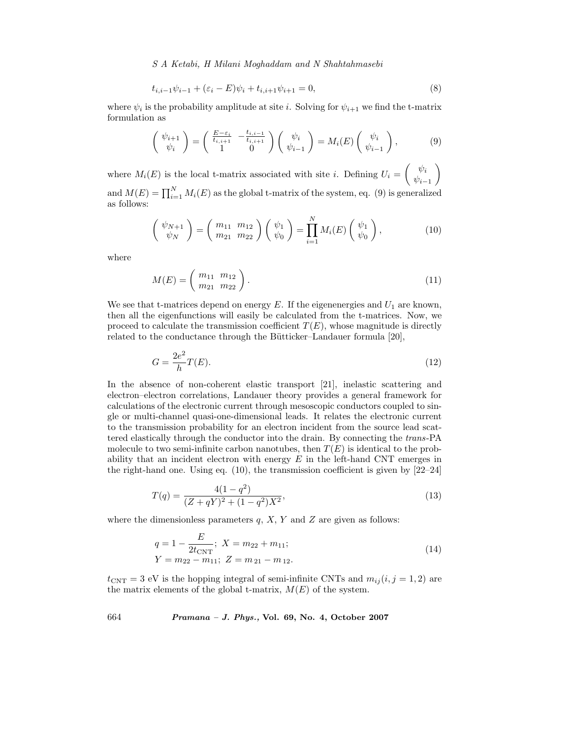$$t_{i,i-1}\psi_{i-1} + (\varepsilon_i - E)\psi_i + t_{i,i+1}\psi_{i+1} = 0, \tag{8}$$

where $\psi_i$ is the probability amplitude at site $i$. Solving for $\psi_{i+1}$ we find the t-matrix formulation as

$$\begin{pmatrix} \psi_{i+1} \\ \psi_i \end{pmatrix} = \begin{pmatrix} \frac{E-\varepsilon_i}{t_{i,i+1}} & -\frac{t_{i,i-1}}{t_{i,i+1}} \\ 1 & 0 \end{pmatrix} \begin{pmatrix} \psi_i \\ \psi_{i-1} \end{pmatrix} = M_i(E) \begin{pmatrix} \psi_i \\ \psi_{i-1} \end{pmatrix}, \tag{9}$$

where $M_i(E)$ is the local t-matrix associated with site $i$. Defining $U_i = \begin{pmatrix} \psi_i \\ \psi_{i-1} \end{pmatrix}$ and $M(E) = \prod_{i=1}^{N} M_i(E)$ as the global t-matrix of the system, eq. (9) is generalized as follows:

$$\begin{pmatrix} \psi_{N+1} \\ \psi_N \end{pmatrix} = \begin{pmatrix} m_{11} & m_{12} \\ m_{21} & m_{22} \end{pmatrix} \begin{pmatrix} \psi_1 \\ \psi_0 \end{pmatrix} = \prod_{i=1}^{N} M_i(E) \begin{pmatrix} \psi_1 \\ \psi_0 \end{pmatrix}, \tag{10}$$

where

$$M(E) = \begin{pmatrix} m_{11} & m_{12} \\ m_{21} & m_{22} \end{pmatrix}. \tag{11}$$

We see that t-matrices depend on energy $E$. If the eigenenergies and $U_1$ are known, then all the eigenfunctions will easily be calculated from the t-matrices. Now, we proceed to calculate the transmission coefficient $T(E)$, whose magnitude is directly related to the conductance through the Bütticker–Landauer formula [20],

$$G = \frac{2e^2}{h} T(E). \tag{12}$$

In the absence of non-coherent elastic transport [21], inelastic scattering and electron–electron correlations, Landauer theory provides a general framework for calculations of the electronic current through mesoscopic conductors coupled to single or multi-channel quasi-one-dimensional leads. It relates the electronic current to the transmission probability for an electron incident from the source lead scattered elastically through the conductor into the drain. By connecting the *trans*-PA molecule to two semi-infinite carbon nanotubes, then $T(E)$ is identical to the probability that an incident electron with energy $E$ in the left-hand CNT emerges in the right-hand one. Using eq. (10), the transmission coefficient is given by [22–24]

$$T(q) = \frac{4(1-q^2)}{(Z+qY)^2 + (1-q^2)X^2}, \tag{13}$$

where the dimensionless parameters $q$, $X$, $Y$ and $Z$ are given as follows:

$$\begin{aligned} &q = 1 - \frac{E}{2t_{\mathrm{CNT}}};\ X = m_{22} + m_{11}; \\ &Y = m_{22} - m_{11};\ Z = m_{21} - m_{12}. \end{aligned} \tag{14}$$

$t_{\mathrm{CNT}} = 3$ eV is the hopping integral of semi-infinite CNTs and $m_{ij} (i, j = 1, 2)$ are the matrix elements of the global t-matrix, $M(E)$ of the system.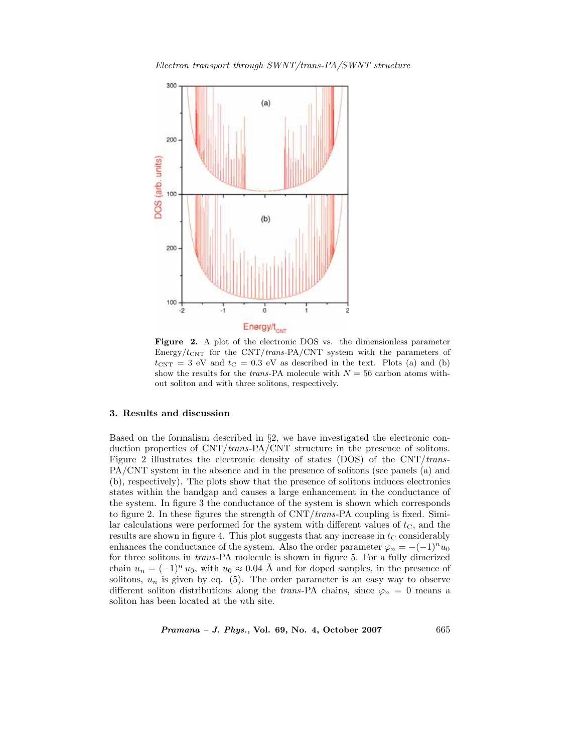**Figure 2.** A plot of the electronic DOS vs. the dimensionless parameter Energy/$t_{\rm CNT}$ for the CNT/*trans*-PA/CNT system with the parameters of $t_{\rm CNT} = 3$ eV and $t_{\rm C} = 0.3$ eV as described in the text. Plots (a) and (b) show the results for the *trans*-PA molecule with $N = 56$ carbon atoms without soliton and with three solitons, respectively.

## 3. Results and discussion

Based on the formalism described in §2, we have investigated the electronic conduction properties of CNT/*trans*-PA/CNT structure in the presence of solitons. Figure 2 illustrates the electronic density of states (DOS) of the CNT/*trans*-PA/CNT system in the absence and in the presence of solitons (see panels (a) and (b), respectively). The plots show that the presence of solitons induces electronics states within the bandgap and causes a large enhancement in the conductance of the system. In figure 3 the conductance of the system is shown which corresponds to figure 2. In these figures the strength of CNT/*trans*-PA coupling is fixed. Similar calculations were performed for the system with different values of $t_{\rm C}$, and the results are shown in figure 4. This plot suggests that any increase in $t_{\rm C}$ considerably enhances the conductance of the system. Also the order parameter $\varphi_n = -(-1)^n u_0$ for three solitons in *trans*-PA molecule is shown in figure 5. For a fully dimerized chain $u_n = (-1)^n u_0$, with $u_0 \approx 0.04$ Å and for doped samples, in the presence of solitons, $u_n$ is given by eq. (5). The order parameter is an easy way to observe different soliton distributions along the *trans*-PA chains, since $\varphi_n = 0$ means a soliton has been located at the $n$th site.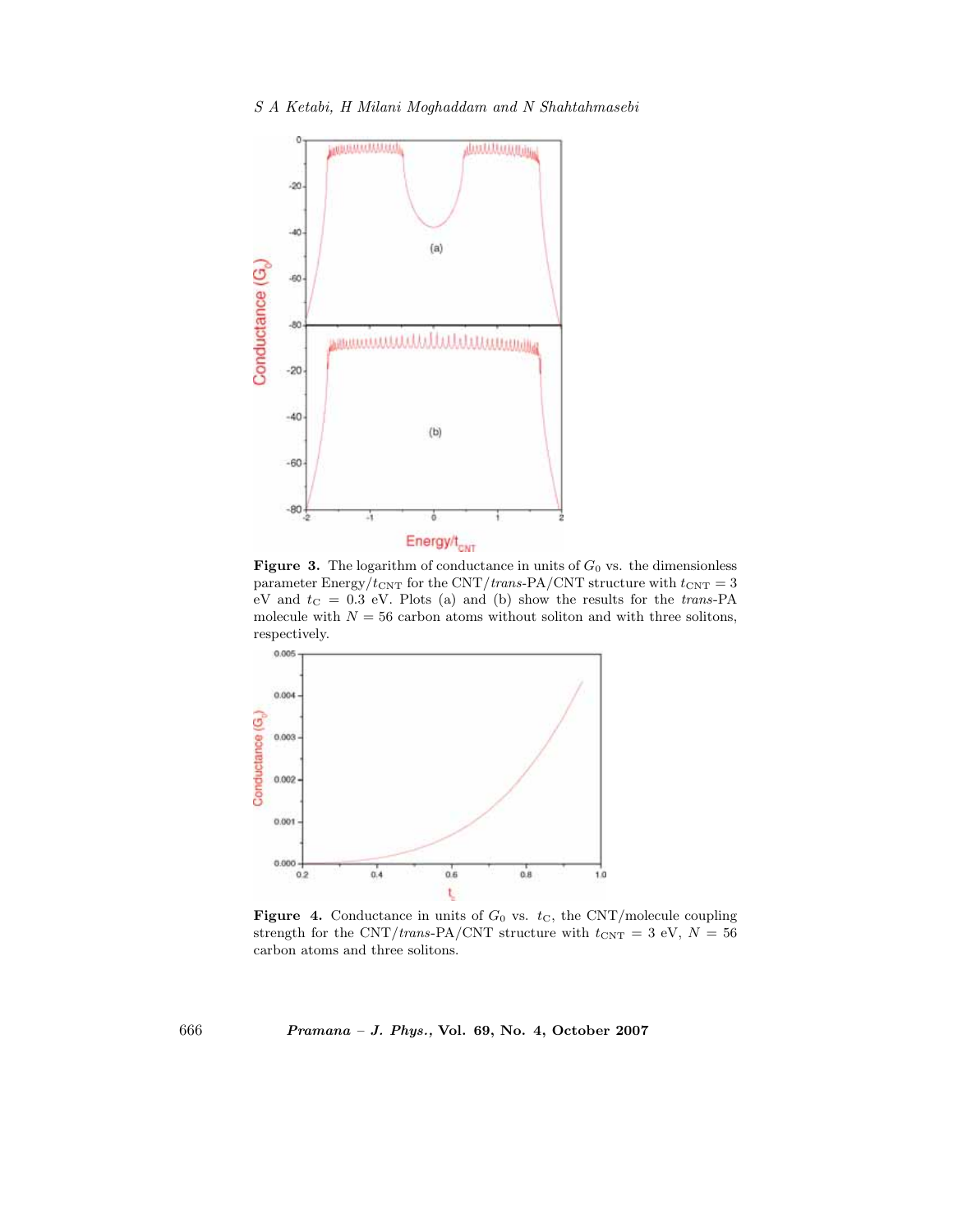**Figure 3.** The logarithm of conductance in units of $G_0$ vs. the dimensionless parameter Energy/$t_{\mathrm{CNT}}$ for the CNT/*trans*-PA/CNT structure with $t_{\mathrm{CNT}} = 3$ eV and $t_{\mathrm{C}} = 0.3$ eV. Plots (a) and (b) show the results for the *trans*-PA molecule with $N = 56$ carbon atoms without soliton and with three solitons, respectively.

**Figure 4.** Conductance in units of $G_0$ vs. $t_{\mathrm{C}}$, the CNT/molecule coupling strength for the CNT/*trans*-PA/CNT structure with $t_{\mathrm{CNT}} = 3$ eV, $N = 56$ carbon atoms and three solitons.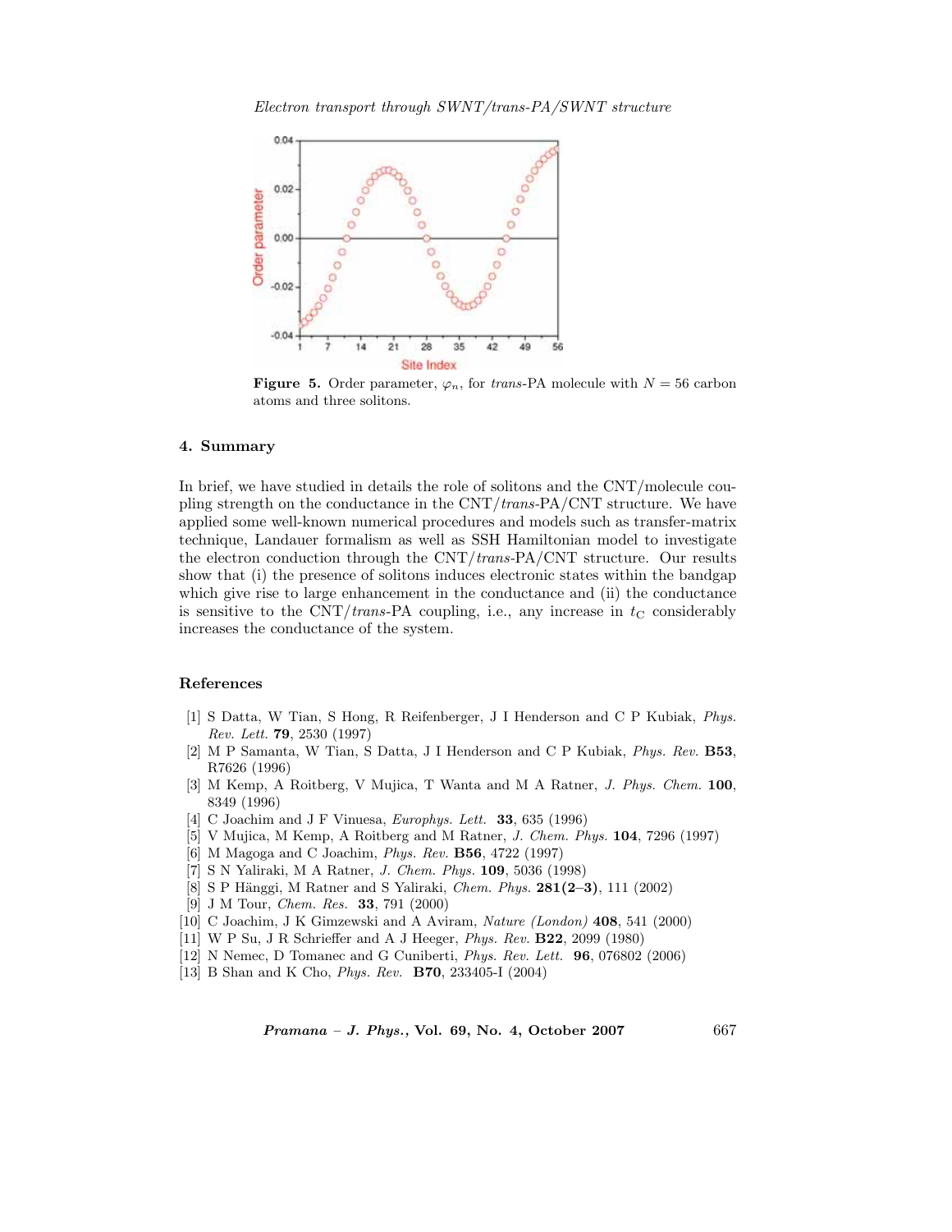**Figure 5.** Order parameter, $\varphi_n$, for *trans*-PA molecule with $N = 56$ carbon atoms and three solitons.

## 4. Summary

In brief, we have studied in details the role of solitons and the CNT/molecule coupling strength on the conductance in the CNT/*trans*-PA/CNT structure. We have applied some well-known numerical procedures and models such as transfer-matrix technique, Landauer formalism as well as SSH Hamiltonian model to investigate the electron conduction through the CNT/*trans*-PA/CNT structure. Our results show that (i) the presence of solitons induces electronic states within the bandgap which give rise to large enhancement in the conductance and (ii) the conductance is sensitive to the CNT/*trans*-PA coupling, i.e., any increase in $t_C$ considerably increases the conductance of the system.

## References

[1] S Datta, W Tian, S Hong, R Reifenberger, J I Henderson and C P Kubiak, *Phys. Rev. Lett.* **79**, 2530 (1997)
[2] M P Samanta, W Tian, S Datta, J I Henderson and C P Kubiak, *Phys. Rev.* **B53**, R7626 (1996)
[3] M Kemp, A Roitberg, V Mujica, T Wanta and M A Ratner, *J. Phys. Chem.* **100**, 8349 (1996)
[4] C Joachim and J F Vinuesa, *Europhys. Lett.* **33**, 635 (1996)
[5] V Mujica, M Kemp, A Roitberg and M Ratner, *J. Chem. Phys.* **104**, 7296 (1997)
[6] M Magoga and C Joachim, *Phys. Rev.* **B56**, 4722 (1997)
[7] S N Yaliraki, M A Ratner, *J. Chem. Phys.* **109**, 5036 (1998)
[8] S P Hänggi, M Ratner and S Yaliraki, *Chem. Phys.* **281(2–3)**, 111 (2002)
[9] J M Tour, *Chem. Res.* **33**, 791 (2000)
[10] C Joachim, J K Gimzewski and A Aviram, *Nature (London)* **408**, 541 (2000)
[11] W P Su, J R Schrieffer and A J Heeger, *Phys. Rev.* **B22**, 2099 (1980)
[12] N Nemec, D Tomanec and G Cuniberti, *Phys. Rev. Lett.* **96**, 076802 (2006)
[13] B Shan and K Cho, *Phys. Rev.* **B70**, 233405-I (2004)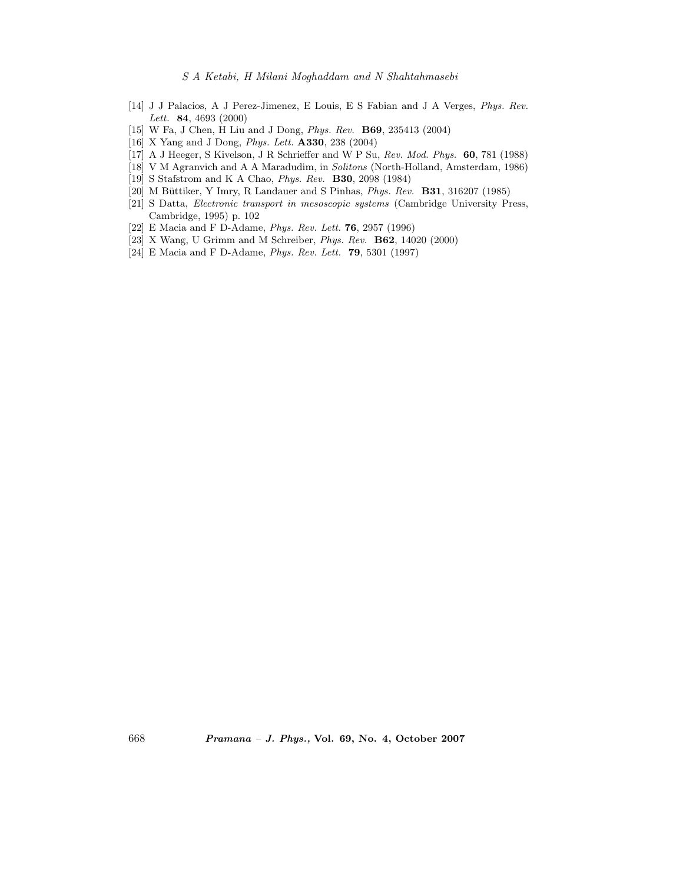[14] J J Palacios, A J Perez-Jimenez, E Louis, E S Fabian and J A Verges, *Phys. Rev. Lett.* **84**, 4693 (2000)

[15] W Fa, J Chen, H Liu and J Dong, *Phys. Rev.* **B69**, 235413 (2004)

[16] X Yang and J Dong, *Phys. Lett.* **A330**, 238 (2004)

[17] A J Heeger, S Kivelson, J R Schrieffer and W P Su, *Rev. Mod. Phys.* **60**, 781 (1988)

[18] V M Agranvich and A A Maradudim, in *Solitons* (North-Holland, Amsterdam, 1986)

[19] S Stafstrom and K A Chao, *Phys. Rev.* **B30**, 2098 (1984)

[20] M Büttiker, Y Imry, R Landauer and S Pinhas, *Phys. Rev.* **B31**, 316207 (1985)

[21] S Datta, *Electronic transport in mesoscopic systems* (Cambridge University Press, Cambridge, 1995) p. 102

[22] E Macia and F D-Adame, *Phys. Rev. Lett.* **76**, 2957 (1996)

[23] X Wang, U Grimm and M Schreiber, *Phys. Rev.* **B62**, 14020 (2000)

[24] E Macia and F D-Adame, *Phys. Rev. Lett.* **79**, 5301 (1997)